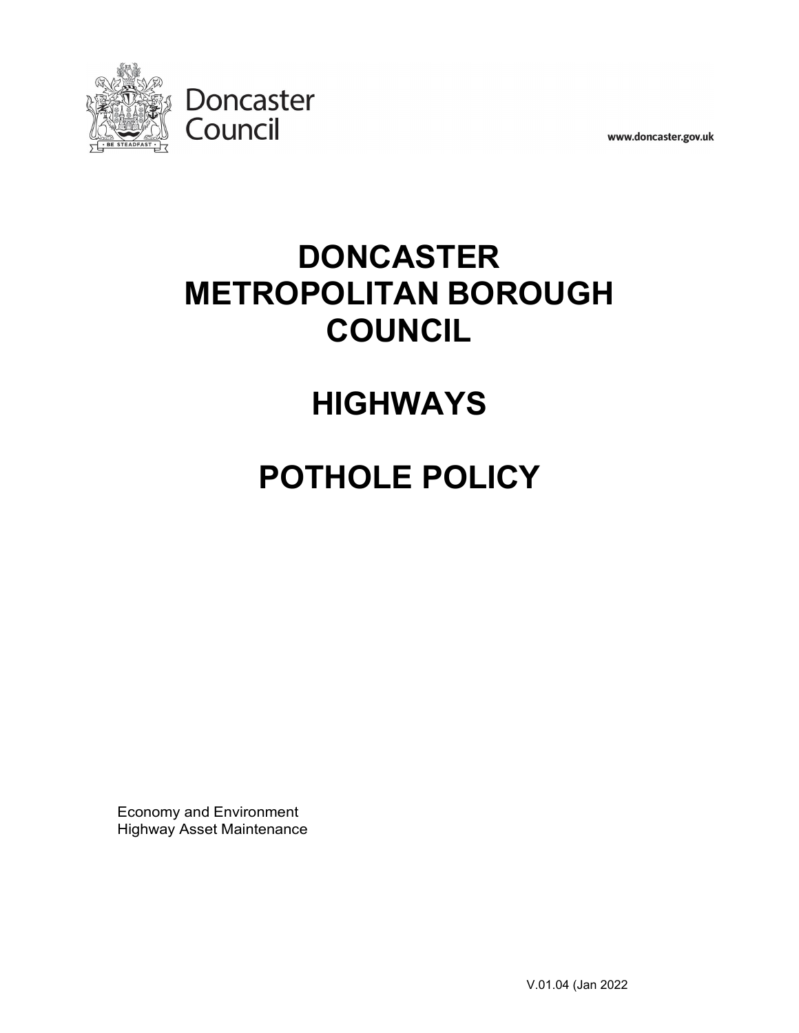Doncaster Council

www.doncaster.gov.uk

# DONCASTER METROPOLITAN BOROUGH COUNCIL

# HIGHWAYS

# POTHOLE POLICY

Economy and Environment
Highway Asset Maintenance

V.01.04 (Jan 2022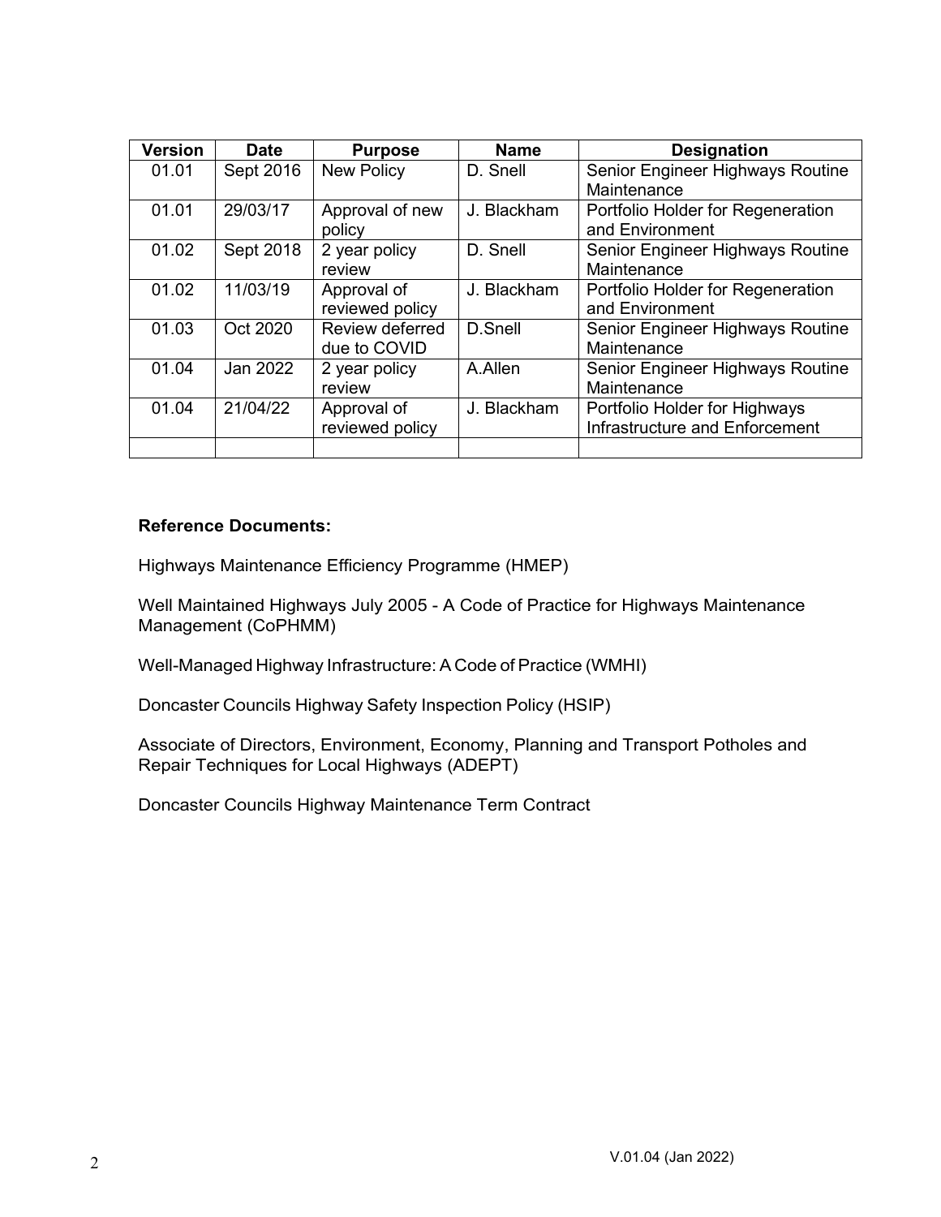| Version | Date | Purpose | Name | Designation |
|---|---|---|---|---|
| 01.01 | Sept 2016 | New Policy | D. Snell | Senior Engineer Highways Routine Maintenance |
| 01.01 | 29/03/17 | Approval of new policy | J. Blackham | Portfolio Holder for Regeneration and Environment |
| 01.02 | Sept 2018 | 2 year policy review | D. Snell | Senior Engineer Highways Routine Maintenance |
| 01.02 | 11/03/19 | Approval of reviewed policy | J. Blackham | Portfolio Holder for Regeneration and Environment |
| 01.03 | Oct 2020 | Review deferred due to COVID | D.Snell | Senior Engineer Highways Routine Maintenance |
| 01.04 | Jan 2022 | 2 year policy review | A.Allen | Senior Engineer Highways Routine Maintenance |
| 01.04 | 21/04/22 | Approval of reviewed policy | J. Blackham | Portfolio Holder for Highways Infrastructure and Enforcement |
| | | | | |

**Reference Documents:**

Highways Maintenance Efficiency Programme (HMEP)

Well Maintained Highways July 2005 - A Code of Practice for Highways Maintenance Management (CoPHMM)

Well-Managed Highway Infrastructure: A Code of Practice (WMHI)

Doncaster Councils Highway Safety Inspection Policy (HSIP)

Associate of Directors, Environment, Economy, Planning and Transport Potholes and Repair Techniques for Local Highways (ADEPT)

Doncaster Councils Highway Maintenance Term Contract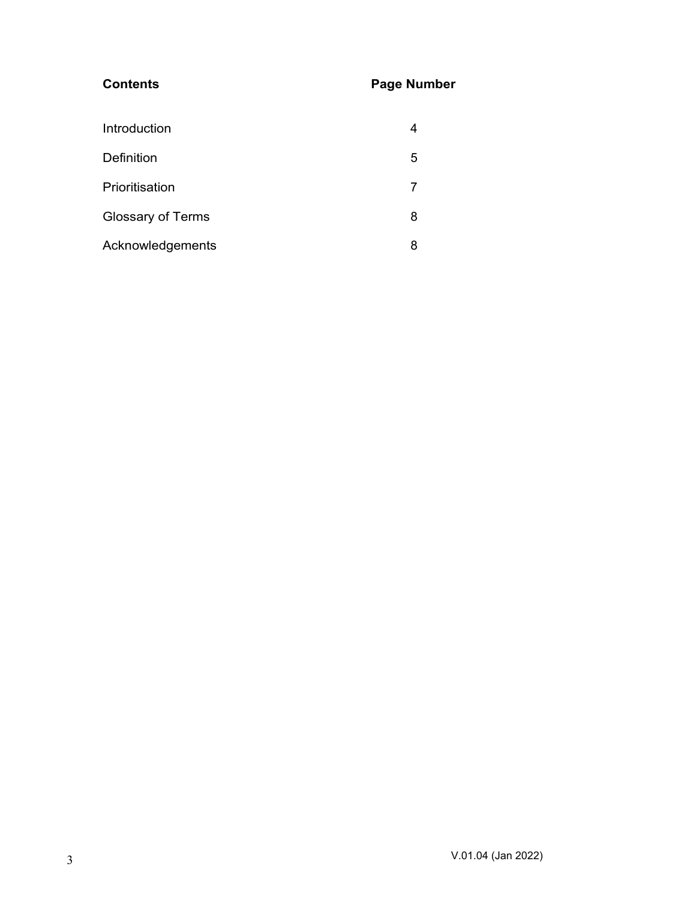| **Contents** | **Page Number** |
| --- | --- |
| Introduction | 4 |
| Definition | 5 |
| Prioritisation | 7 |
| Glossary of Terms | 8 |
| Acknowledgements | 8 |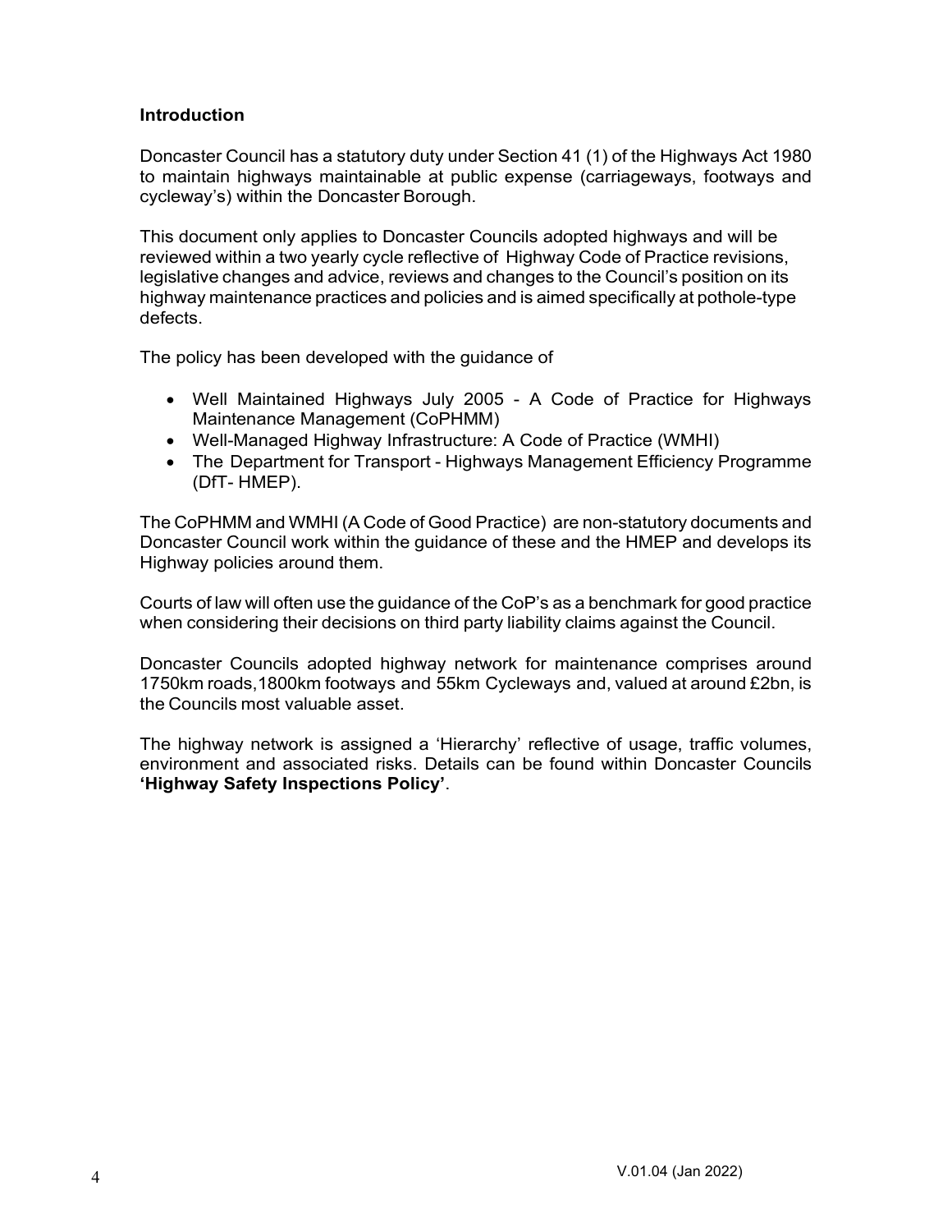## Introduction

Doncaster Council has a statutory duty under Section 41 (1) of the Highways Act 1980 to maintain highways maintainable at public expense (carriageways, footways and cycleway's) within the Doncaster Borough.

This document only applies to Doncaster Councils adopted highways and will be reviewed within a two yearly cycle reflective of Highway Code of Practice revisions, legislative changes and advice, reviews and changes to the Council's position on its highway maintenance practices and policies and is aimed specifically at pothole-type defects.

The policy has been developed with the guidance of

- Well Maintained Highways July 2005 - A Code of Practice for Highways Maintenance Management (CoPHMM)
- Well-Managed Highway Infrastructure: A Code of Practice (WMHI)
- The Department for Transport - Highways Management Efficiency Programme (DfT- HMEP).

The CoPHMM and WMHI (A Code of Good Practice) are non-statutory documents and Doncaster Council work within the guidance of these and the HMEP and develops its Highway policies around them.

Courts of law will often use the guidance of the CoP's as a benchmark for good practice when considering their decisions on third party liability claims against the Council.

Doncaster Councils adopted highway network for maintenance comprises around 1750km roads,1800km footways and 55km Cycleways and, valued at around £2bn, is the Councils most valuable asset.

The highway network is assigned a 'Hierarchy' reflective of usage, traffic volumes, environment and associated risks. Details can be found within Doncaster Councils **'Highway Safety Inspections Policy'**.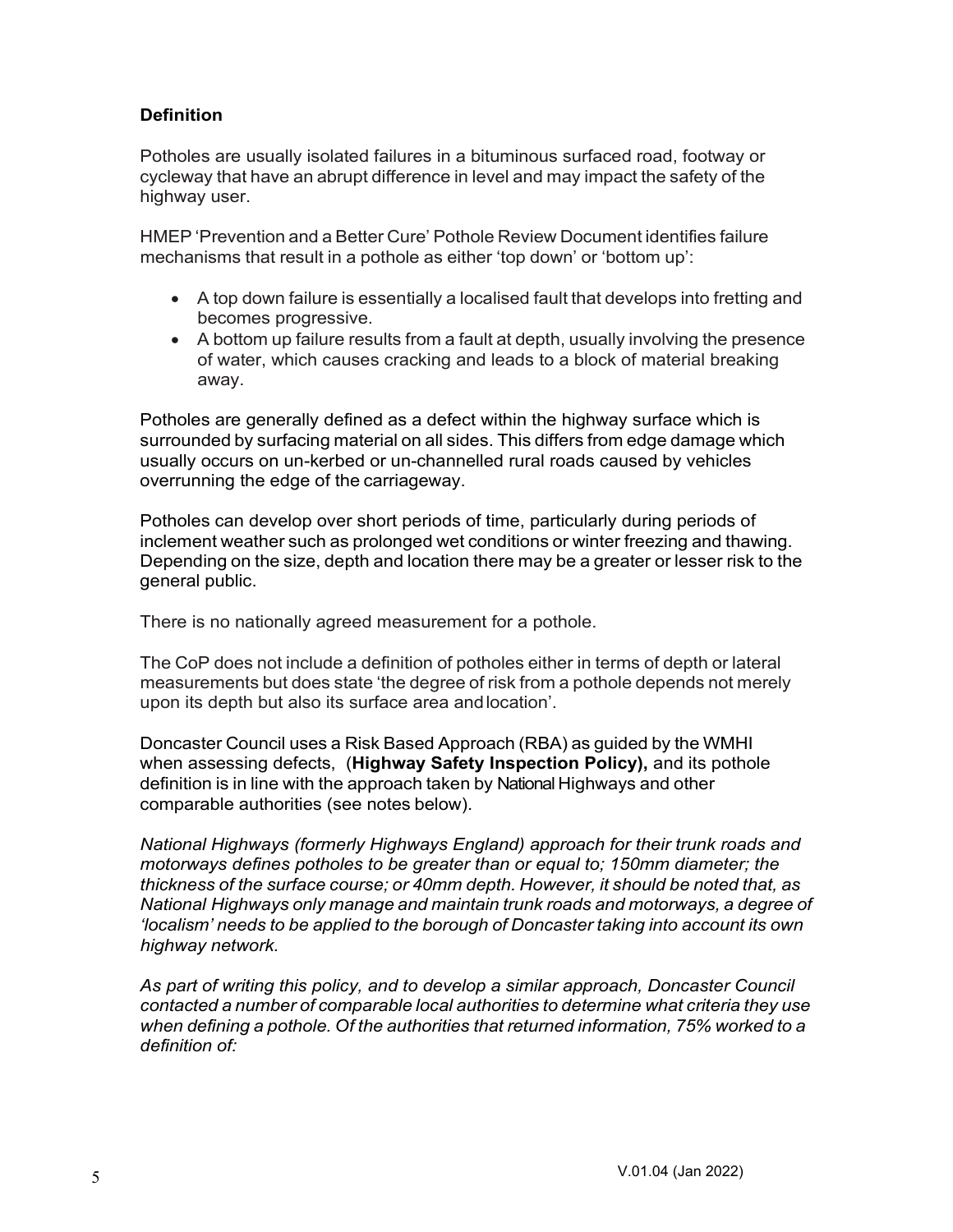### Definition

Potholes are usually isolated failures in a bituminous surfaced road, footway or cycleway that have an abrupt difference in level and may impact the safety of the highway user.

HMEP 'Prevention and a Better Cure' Pothole Review Document identifies failure mechanisms that result in a pothole as either 'top down' or 'bottom up':

- A top down failure is essentially a localised fault that develops into fretting and becomes progressive.
- A bottom up failure results from a fault at depth, usually involving the presence of water, which causes cracking and leads to a block of material breaking away.

Potholes are generally defined as a defect within the highway surface which is surrounded by surfacing material on all sides. This differs from edge damage which usually occurs on un-kerbed or un-channelled rural roads caused by vehicles overrunning the edge of the carriageway.

Potholes can develop over short periods of time, particularly during periods of inclement weather such as prolonged wet conditions or winter freezing and thawing. Depending on the size, depth and location there may be a greater or lesser risk to the general public.

There is no nationally agreed measurement for a pothole.

The CoP does not include a definition of potholes either in terms of depth or lateral measurements but does state 'the degree of risk from a pothole depends not merely upon its depth but also its surface area and location'.

Doncaster Council uses a Risk Based Approach (RBA) as guided by the WMHI when assessing defects, (**Highway Safety Inspection Policy),** and its pothole definition is in line with the approach taken by National Highways and other comparable authorities (see notes below).

*National Highways (formerly Highways England) approach for their trunk roads and motorways defines potholes to be greater than or equal to; 150mm diameter; the thickness of the surface course; or 40mm depth. However, it should be noted that, as National Highways only manage and maintain trunk roads and motorways, a degree of 'localism' needs to be applied to the borough of Doncaster taking into account its own highway network.*

*As part of writing this policy, and to develop a similar approach, Doncaster Council contacted a number of comparable local authorities to determine what criteria they use when defining a pothole. Of the authorities that returned information, 75% worked to a definition of:*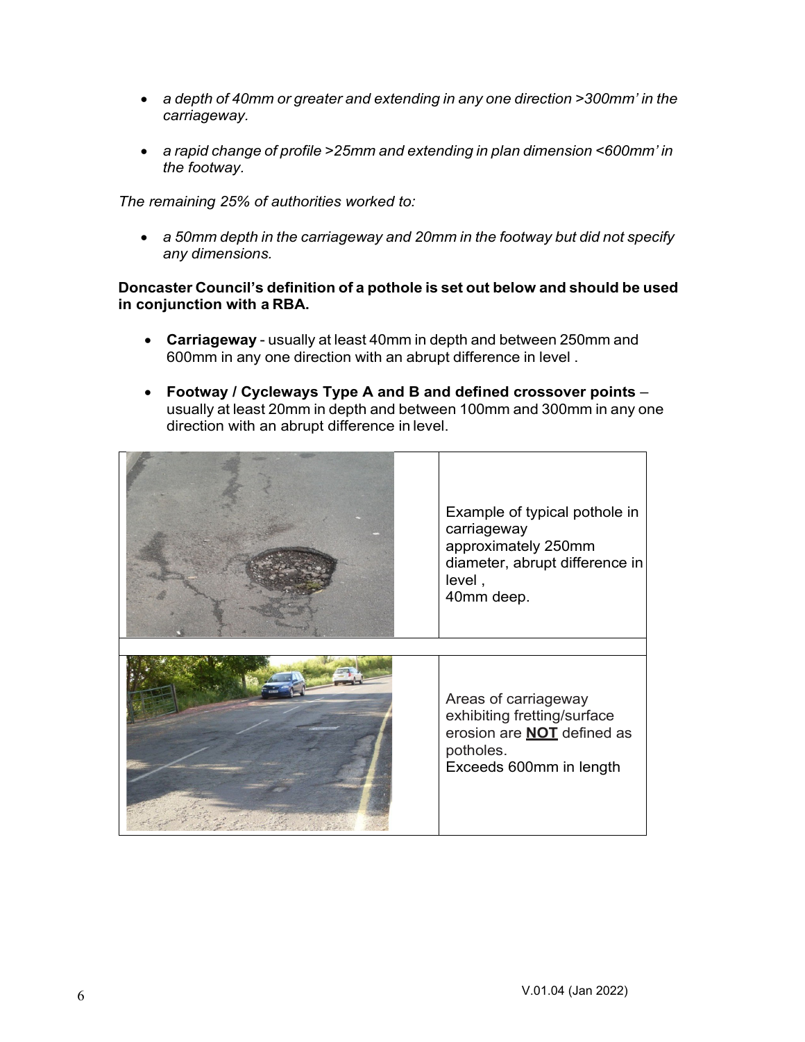- *a depth of 40mm or greater and extending in any one direction >300mm' in the carriageway.*
- *a rapid change of profile >25mm and extending in plan dimension <600mm' in the footway.*

*The remaining 25% of authorities worked to:*

- *a 50mm depth in the carriageway and 20mm in the footway but did not specify any dimensions.*

**Doncaster Council's definition of a pothole is set out below and should be used in conjunction with a RBA.**

- **Carriageway** - usually at least 40mm in depth and between 250mm and 600mm in any one direction with an abrupt difference in level .
- **Footway / Cycleways Type A and B and defined crossover points** – usually at least 20mm in depth and between 100mm and 300mm in any one direction with an abrupt difference in level.

| | |
|---|---|
| | Example of typical pothole in carriageway approximately 250mm diameter, abrupt difference in level , 40mm deep. |
| | Areas of carriageway exhibiting fretting/surface erosion are **NOT** defined as potholes. Exceeds 600mm in length |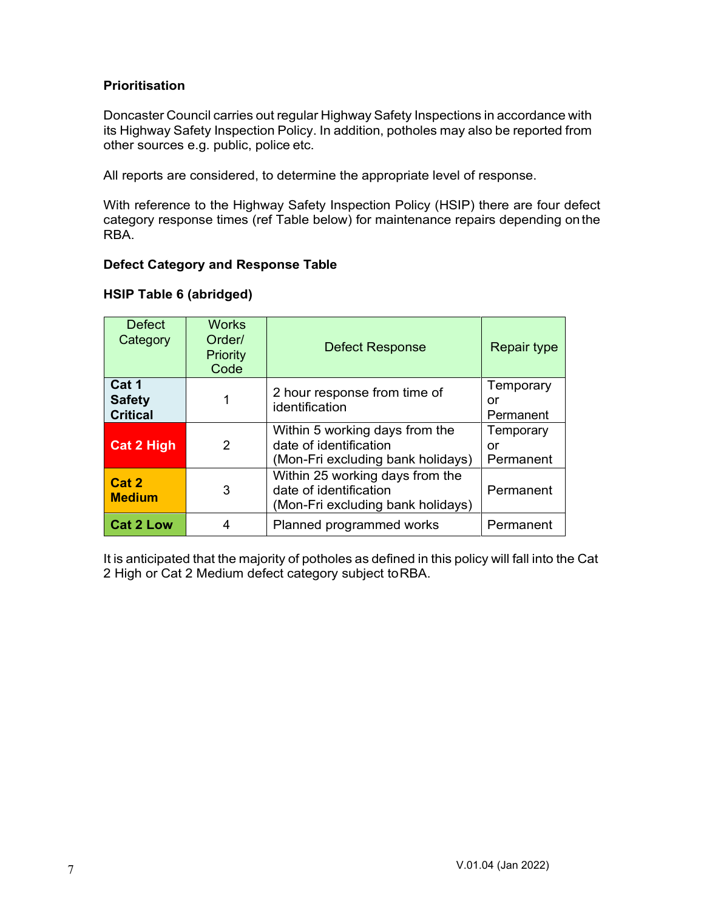**Prioritisation**

Doncaster Council carries out regular Highway Safety Inspections in accordance with its Highway Safety Inspection Policy. In addition, potholes may also be reported from other sources e.g. public, police etc.

All reports are considered, to determine the appropriate level of response.

With reference to the Highway Safety Inspection Policy (HSIP) there are four defect category response times (ref Table below) for maintenance repairs depending on the RBA.

**Defect Category and Response Table**

**HSIP Table 6 (abridged)**

| Defect Category | Works Order/ Priority Code | Defect Response | Repair type |
|---|---|---|---|
| **Cat 1 Safety Critical** | 1 | 2 hour response from time of identification | Temporary or Permanent |
| **Cat 2 High** | 2 | Within 5 working days from the date of identification (Mon-Fri excluding bank holidays) | Temporary or Permanent |
| **Cat 2 Medium** | 3 | Within 25 working days from the date of identification (Mon-Fri excluding bank holidays) | Permanent |
| **Cat 2 Low** | 4 | Planned programmed works | Permanent |

It is anticipated that the majority of potholes as defined in this policy will fall into the Cat 2 High or Cat 2 Medium defect category subject to RBA.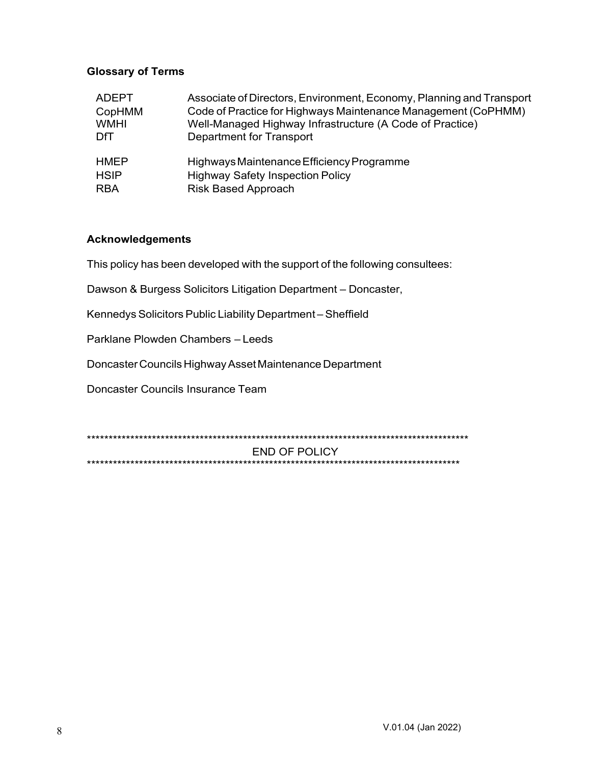## Glossary of Terms

| | |
|---|---|
| ADEPT | Associate of Directors, Environment, Economy, Planning and Transport |
| CopHMM | Code of Practice for Highways Maintenance Management (CoPHMM) |
| WMHI | Well-Managed Highway Infrastructure (A Code of Practice) |
| DfT | Department for Transport |
| HMEP | Highways Maintenance Efficiency Programme |
| HSIP | Highway Safety Inspection Policy |
| RBA | Risk Based Approach |

## Acknowledgements

This policy has been developed with the support of the following consultees:

Dawson & Burgess Solicitors Litigation Department – Doncaster,

Kennedys Solicitors Public Liability Department – Sheffield

Parklane Plowden Chambers – Leeds

Doncaster Councils Highway Asset Maintenance Department

Doncaster Councils Insurance Team

*******************************************************************************************

END OF POLICY

*******************************************************************************************

V.01.04 (Jan 2022)